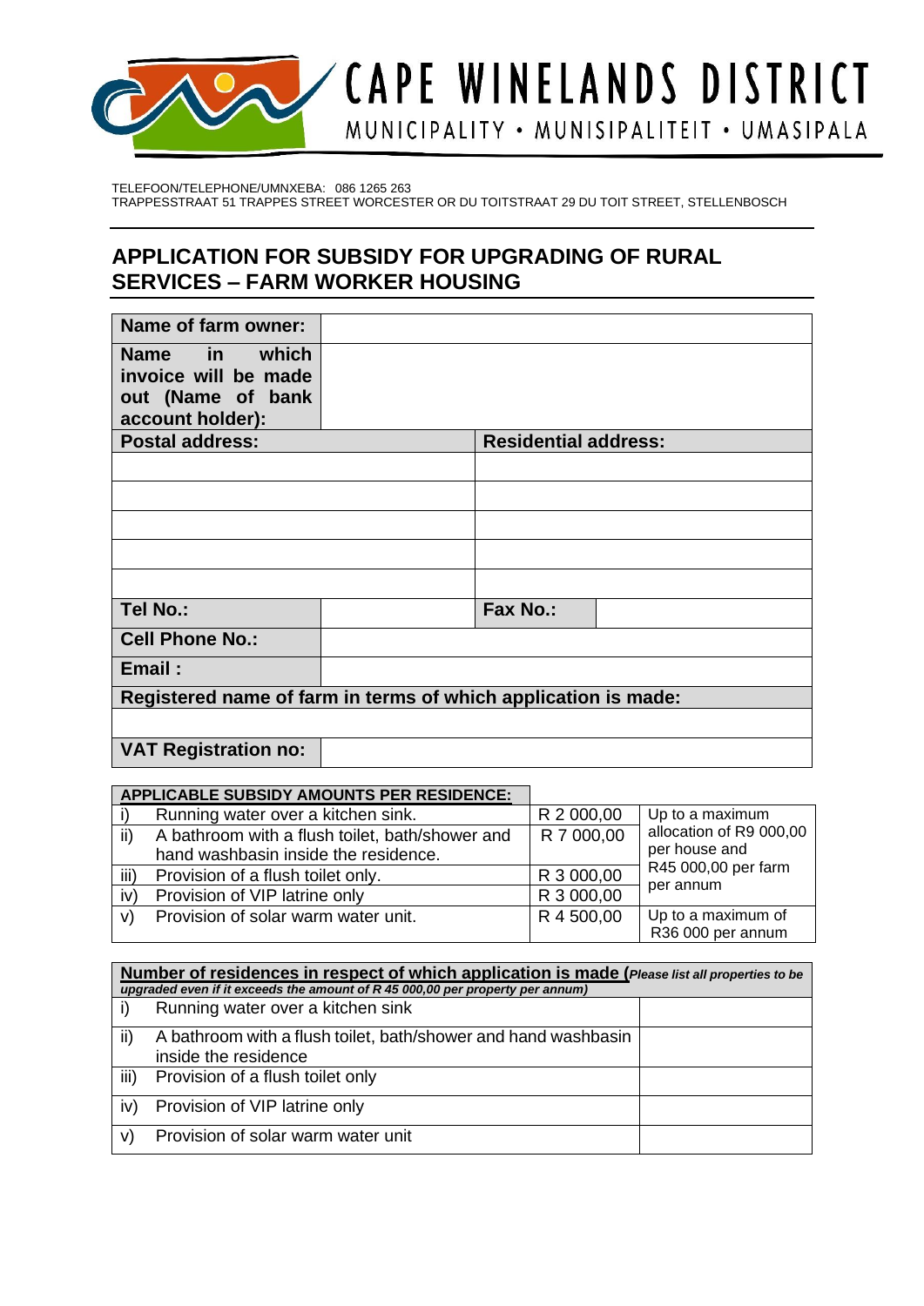# CAPE WINELANDS DISTRICT

MUNICIPALITY • MUNISIPALITEIT • UMASIPALA

TELEFOON/TELEPHONE/UMNXEBA: 086 1265 263
TRAPPESSTRAAT 51 TRAPPES STREET WORCESTER OR DU TOITSTRAAT 29 DU TOIT STREET, STELLENBOSCH

## APPLICATION FOR SUBSIDY FOR UPGRADING OF RURAL SERVICES – FARM WORKER HOUSING

| **Name of farm owner:** | | | |
|---|---|---|---|
| **Name in which invoice will be made out (Name of bank account holder):** | | | |
| **Postal address:** | | **Residential address:** | |
| | | | |
| | | | |
| | | | |
| | | | |
| | | | |
| **Tel No.:** | | **Fax No.:** | |
| **Cell Phone No.:** | | | |
| **Email :** | | | |
| **Registered name of farm in terms of which application is made:** | | | |
| | | | |
| **VAT Registration no:** | | | |

| | **APPLICABLE SUBSIDY AMOUNTS PER RESIDENCE:** | | |
|---|---|---|---|
| i) | Running water over a kitchen sink. | R 2 000,00 | Up to a maximum allocation of R9 000,00 per house and R45 000,00 per farm per annum |
| ii) | A bathroom with a flush toilet, bath/shower and hand washbasin inside the residence. | R 7 000,00 | |
| iii) | Provision of a flush toilet only. | R 3 000,00 | |
| iv) | Provision of VIP latrine only | R 3 000,00 | |
| v) | Provision of solar warm water unit. | R 4 500,00 | Up to a maximum of R36 000 per annum |

| | **Number of residences in respect of which application is made** (*Please list all properties to be upgraded even if it exceeds the amount of R 45 000,00 per property per annum*) | |
|---|---|---|
| i) | Running water over a kitchen sink | |
| ii) | A bathroom with a flush toilet, bath/shower and hand washbasin inside the residence | |
| iii) | Provision of a flush toilet only | |
| iv) | Provision of VIP latrine only | |
| v) | Provision of solar warm water unit | |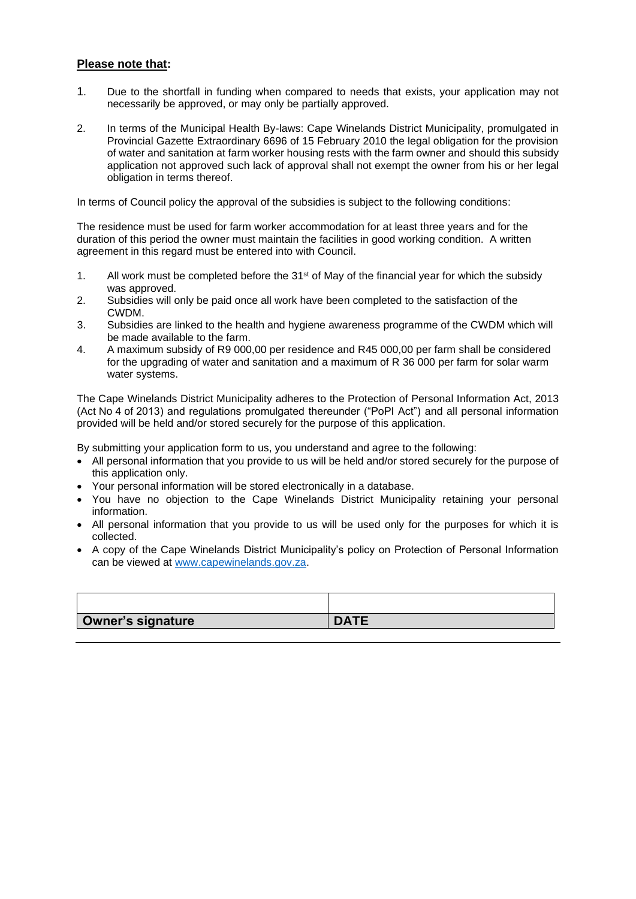**Please note that:**

1. Due to the shortfall in funding when compared to needs that exists, your application may not necessarily be approved, or may only be partially approved.

2. In terms of the Municipal Health By-laws: Cape Winelands District Municipality, promulgated in Provincial Gazette Extraordinary 6696 of 15 February 2010 the legal obligation for the provision of water and sanitation at farm worker housing rests with the farm owner and should this subsidy application not approved such lack of approval shall not exempt the owner from his or her legal obligation in terms thereof.

In terms of Council policy the approval of the subsidies is subject to the following conditions:

The residence must be used for farm worker accommodation for at least three years and for the duration of this period the owner must maintain the facilities in good working condition. A written agreement in this regard must be entered into with Council.

1. All work must be completed before the 31st of May of the financial year for which the subsidy was approved.
2. Subsidies will only be paid once all work have been completed to the satisfaction of the CWDM.
3. Subsidies are linked to the health and hygiene awareness programme of the CWDM which will be made available to the farm.
4. A maximum subsidy of R9 000,00 per residence and R45 000,00 per farm shall be considered for the upgrading of water and sanitation and a maximum of R 36 000 per farm for solar warm water systems.

The Cape Winelands District Municipality adheres to the Protection of Personal Information Act, 2013 (Act No 4 of 2013) and regulations promulgated thereunder ("PoPI Act") and all personal information provided will be held and/or stored securely for the purpose of this application.

By submitting your application form to us, you understand and agree to the following:

- All personal information that you provide to us will be held and/or stored securely for the purpose of this application only.
- Your personal information will be stored electronically in a database.
- You have no objection to the Cape Winelands District Municipality retaining your personal information.
- All personal information that you provide to us will be used only for the purposes for which it is collected.
- A copy of the Cape Winelands District Municipality's policy on Protection of Personal Information can be viewed at www.capewinelands.gov.za.

| | |
|---|---|
| **Owner's signature** | **DATE** |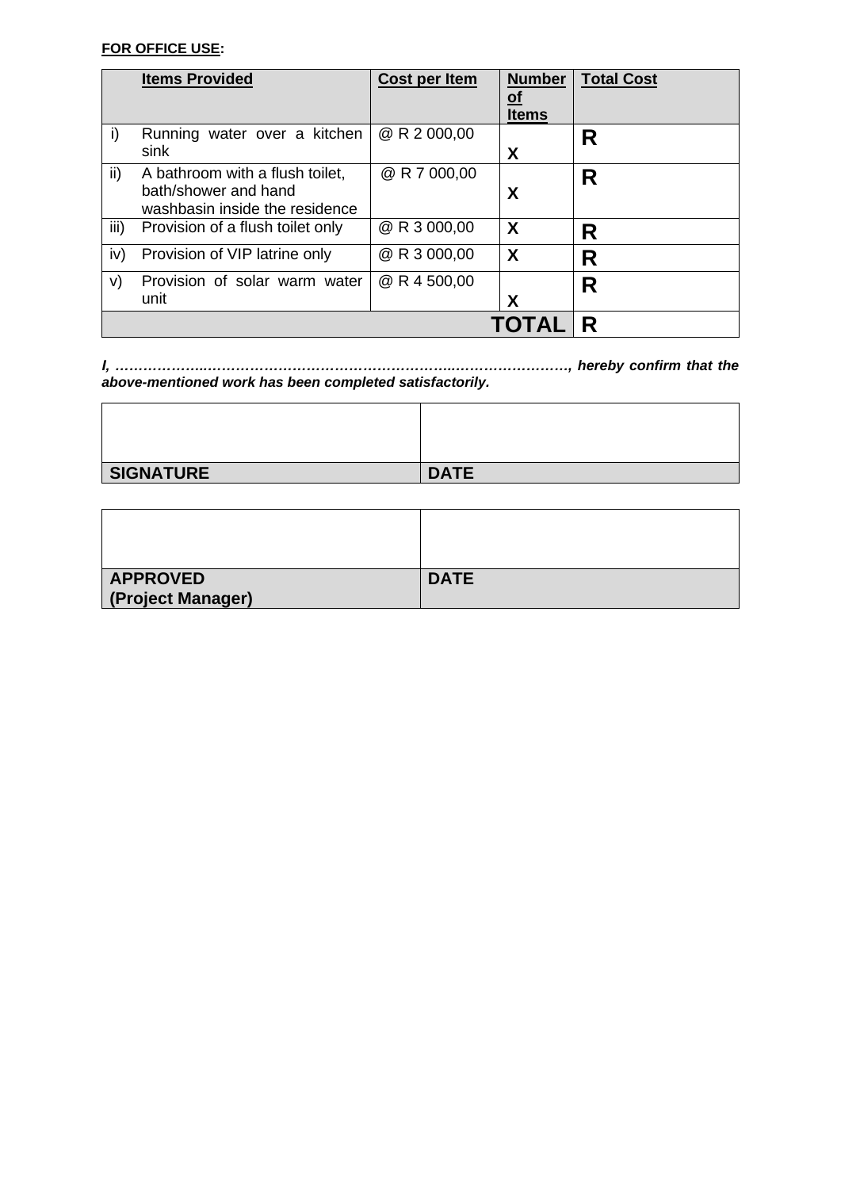**FOR OFFICE USE:**

| | Items Provided | Cost per Item | Number of Items | Total Cost |
|---|---|---|---|---|
| i) | Running water over a kitchen sink | @ R 2 000,00 | **X** | **R** |
| ii) | A bathroom with a flush toilet, bath/shower and hand washbasin inside the residence | @ R 7 000,00 | **X** | **R** |
| iii) | Provision of a flush toilet only | @ R 3 000,00 | **X** | **R** |
| iv) | Provision of VIP latrine only | @ R 3 000,00 | **X** | **R** |
| v) | Provision of solar warm water unit | @ R 4 500,00 | **X** | **R** |
| | | | **TOTAL** | **R** |

***I, ………………..……………………………………………..……………………, hereby confirm that the above-mentioned work has been completed satisfactorily.***

| | |
|---|---|
| | |
| **SIGNATURE** | **DATE** |

| | |
|---|---|
| | |
| **APPROVED (Project Manager)** | **DATE** |